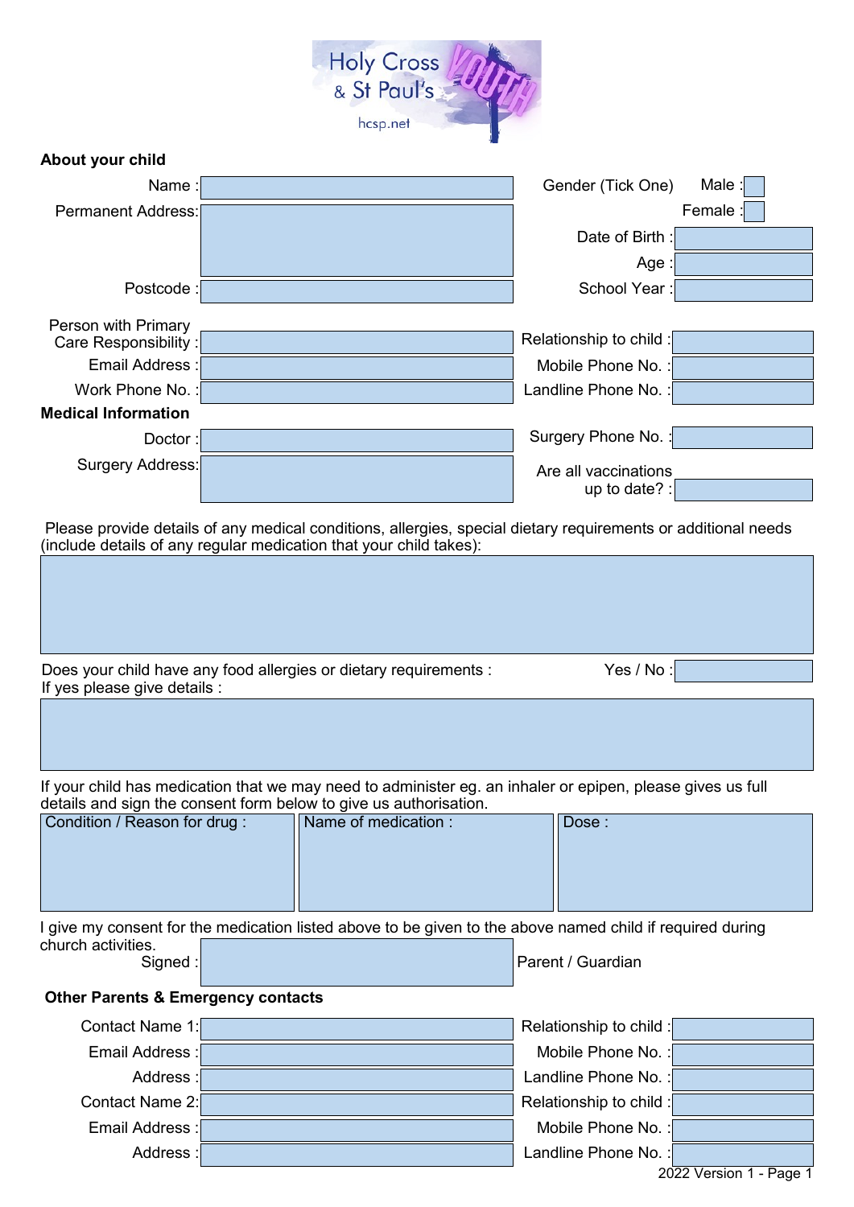Holy Cross & St Paul's YOUTH
hcsp.net

## About your child

| | | | |
|---|---|---|---|
| Name : | | Gender (Tick One) Male : | |
| | | Female : | |
| Permanent Address: | | Date of Birth : | |
| | | Age : | |
| Postcode : | | School Year : | |
| Person with Primary Care Responsibility : | | Relationship to child : | |
| Email Address : | | Mobile Phone No. : | |
| Work Phone No. : | | Landline Phone No. : | |

## Medical Information

| | | | |
|---|---|---|---|
| Doctor : | | Surgery Phone No. : | |
| Surgery Address: | | Are all vaccinations up to date? : | |

Please provide details of any medical conditions, allergies, special dietary requirements or additional needs (include details of any regular medication that your child takes):

Does your child have any food allergies or dietary requirements : Yes / No :

If yes please give details :

If your child has medication that we may need to administer eg. an inhaler or epipen, please gives us full details and sign the consent form below to give us authorisation.

| Condition / Reason for drug : | Name of medication : | Dose : |
|---|---|---|
| | | |

I give my consent for the medication listed above to be given to the above named child if required during church activities.

Signed : Parent / Guardian

## Other Parents & Emergency contacts

| | | | |
|---|---|---|---|
| Contact Name 1: | | Relationship to child : | |
| Email Address : | | Mobile Phone No. : | |
| Address : | | Landline Phone No. : | |
| Contact Name 2: | | Relationship to child : | |
| Email Address : | | Mobile Phone No. : | |
| Address : | | Landline Phone No. : | |

2022 Version 1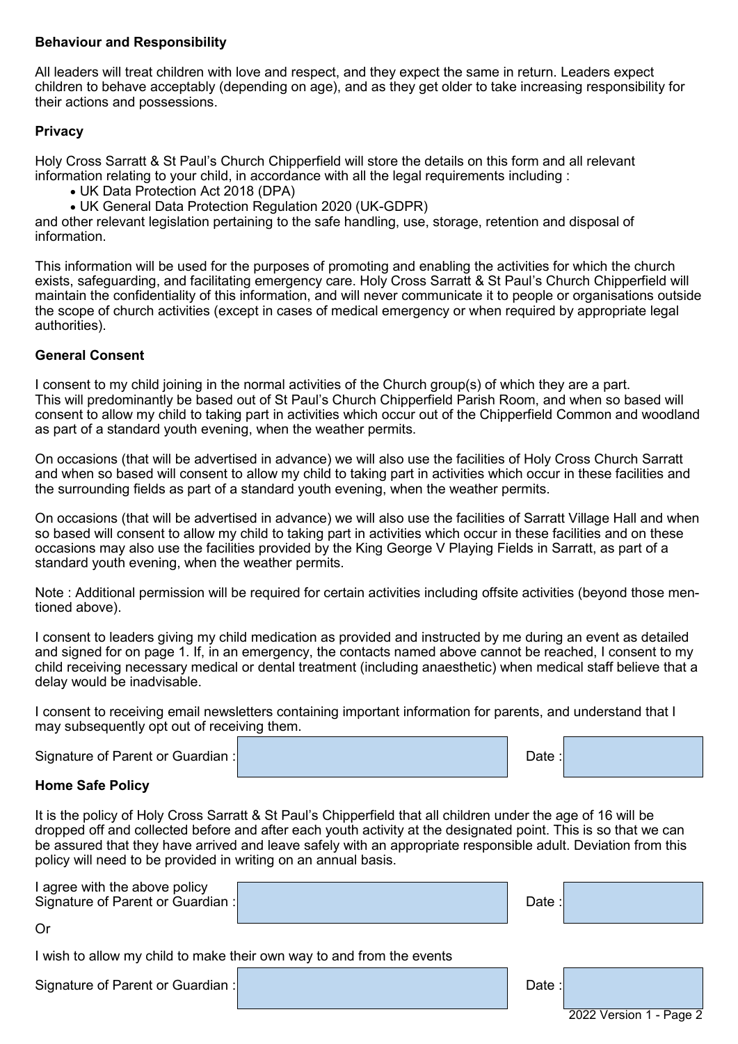**Behaviour and Responsibility**

All leaders will treat children with love and respect, and they expect the same in return. Leaders expect children to behave acceptably (depending on age), and as they get older to take increasing responsibility for their actions and possessions.

**Privacy**

Holy Cross Sarratt & St Paul's Church Chipperfield will store the details on this form and all relevant information relating to your child, in accordance with all the legal requirements including :

- UK Data Protection Act 2018 (DPA)
- UK General Data Protection Regulation 2020 (UK-GDPR)

and other relevant legislation pertaining to the safe handling, use, storage, retention and disposal of information.

This information will be used for the purposes of promoting and enabling the activities for which the church exists, safeguarding, and facilitating emergency care. Holy Cross Sarratt & St Paul's Church Chipperfield will maintain the confidentiality of this information, and will never communicate it to people or organisations outside the scope of church activities (except in cases of medical emergency or when required by appropriate legal authorities).

**General Consent**

I consent to my child joining in the normal activities of the Church group(s) of which they are a part. This will predominantly be based out of St Paul's Church Chipperfield Parish Room, and when so based will consent to allow my child to taking part in activities which occur out of the Chipperfield Common and woodland as part of a standard youth evening, when the weather permits.

On occasions (that will be advertised in advance) we will also use the facilities of Holy Cross Church Sarratt and when so based will consent to allow my child to taking part in activities which occur in these facilities and the surrounding fields as part of a standard youth evening, when the weather permits.

On occasions (that will be advertised in advance) we will also use the facilities of Sarratt Village Hall and when so based will consent to allow my child to taking part in activities which occur in these facilities and on these occasions may also use the facilities provided by the King George V Playing Fields in Sarratt, as part of a standard youth evening, when the weather permits.

Note : Additional permission will be required for certain activities including offsite activities (beyond those mentioned above).

I consent to leaders giving my child medication as provided and instructed by me during an event as detailed and signed for on page 1. If, in an emergency, the contacts named above cannot be reached, I consent to my child receiving necessary medical or dental treatment (including anaesthetic) when medical staff believe that a delay would be inadvisable.

I consent to receiving email newsletters containing important information for parents, and understand that I may subsequently opt out of receiving them.

Signature of Parent or Guardian : Date :

**Home Safe Policy**

It is the policy of Holy Cross Sarratt & St Paul's Chipperfield that all children under the age of 16 will be dropped off and collected before and after each youth activity at the designated point. This is so that we can be assured that they have arrived and leave safely with an appropriate responsible adult. Deviation from this policy will need to be provided in writing on an annual basis.

I agree with the above policy
Signature of Parent or Guardian : Date :

Or

I wish to allow my child to make their own way to and from the events

Signature of Parent or Guardian : Date :

2022 Version 1 - Page 2